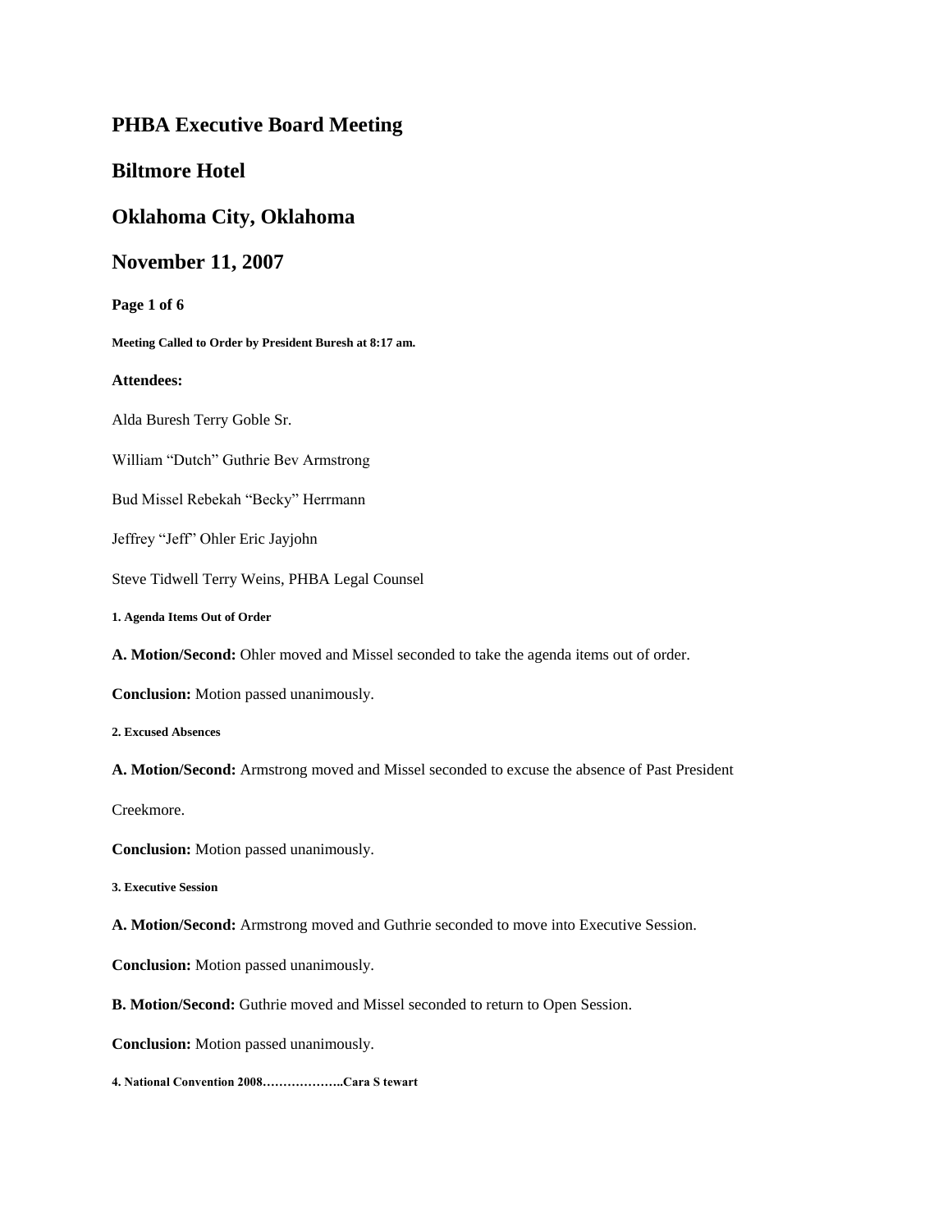# PHBA Executive Board Meeting

# Biltmore Hotel

# Oklahoma City, Oklahoma

# November 11, 2007

**Meeting Called to Order by President Buresh at 8:17 am.**

**Attendees:**

Alda Buresh Terry Goble Sr.

William "Dutch" Guthrie Bev Armstrong

Bud Missel Rebekah "Becky" Herrmann

Jeffrey "Jeff" Ohler Eric Jayjohn

Steve Tidwell Terry Weins, PHBA Legal Counsel

**1. Agenda Items Out of Order**

**A. Motion/Second:** Ohler moved and Missel seconded to take the agenda items out of order.

**Conclusion:** Motion passed unanimously.

**2. Excused Absences**

**A. Motion/Second:** Armstrong moved and Missel seconded to excuse the absence of Past President Creekmore.

**Conclusion:** Motion passed unanimously.

**3. Executive Session**

**A. Motion/Second:** Armstrong moved and Guthrie seconded to move into Executive Session.

**Conclusion:** Motion passed unanimously.

**B. Motion/Second:** Guthrie moved and Missel seconded to return to Open Session.

**Conclusion:** Motion passed unanimously.

**4. National Convention 2008………………..Cara S tewart**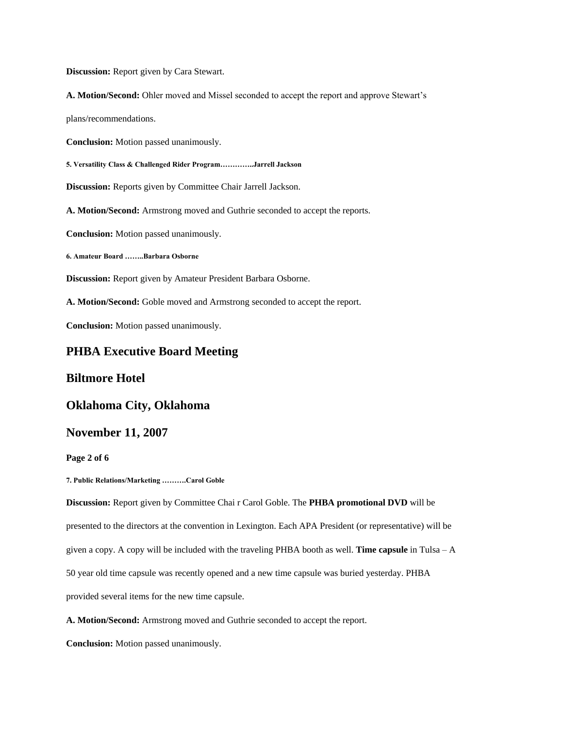**Discussion:** Report given by Cara Stewart.

**A. Motion/Second:** Ohler moved and Missel seconded to accept the report and approve Stewart's plans/recommendations.

**Conclusion:** Motion passed unanimously.

**5. Versatility Class & Challenged Rider Program…………..Jarrell Jackson**

**Discussion:** Reports given by Committee Chair Jarrell Jackson.

**A. Motion/Second:** Armstrong moved and Guthrie seconded to accept the reports.

**Conclusion:** Motion passed unanimously.

**6. Amateur Board ……..Barbara Osborne**

**Discussion:** Report given by Amateur President Barbara Osborne.

**A. Motion/Second:** Goble moved and Armstrong seconded to accept the report.

**Conclusion:** Motion passed unanimously.

**7. Public Relations/Marketing ………Carol Goble**

**Discussion:** Report given by Committee Chai r Carol Goble. The **PHBA promotional DVD** will be presented to the directors at the convention in Lexington. Each APA President (or representative) will be given a copy. A copy will be included with the traveling PHBA booth as well. **Time capsule** in Tulsa – A 50 year old time capsule was recently opened and a new time capsule was buried yesterday. PHBA provided several items for the new time capsule.

**A. Motion/Second:** Armstrong moved and Guthrie seconded to accept the report.

**Conclusion:** Motion passed unanimously.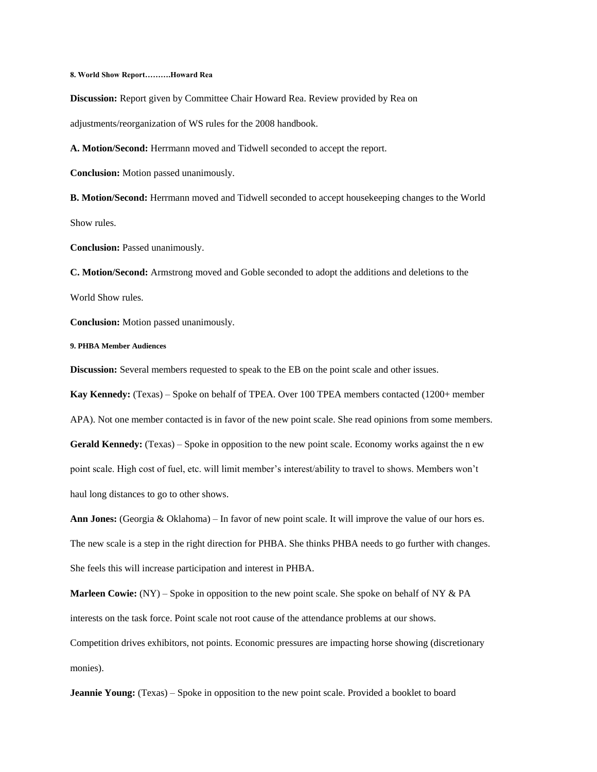#### 8. World Show Report………Howard Rea

**Discussion:** Report given by Committee Chair Howard Rea. Review provided by Rea on adjustments/reorganization of WS rules for the 2008 handbook.

**A. Motion/Second:** Herrmann moved and Tidwell seconded to accept the report.

**Conclusion:** Motion passed unanimously.

**B. Motion/Second:** Herrmann moved and Tidwell seconded to accept housekeeping changes to the World Show rules.

**Conclusion:** Passed unanimously.

**C. Motion/Second:** Armstrong moved and Goble seconded to adopt the additions and deletions to the World Show rules.

**Conclusion:** Motion passed unanimously.

#### 9. PHBA Member Audiences

**Discussion:** Several members requested to speak to the EB on the point scale and other issues.

**Kay Kennedy:** (Texas) – Spoke on behalf of TPEA. Over 100 TPEA members contacted (1200+ member APA). Not one member contacted is in favor of the new point scale. She read opinions from some members.

**Gerald Kennedy:** (Texas) – Spoke in opposition to the new point scale. Economy works against the n ew point scale. High cost of fuel, etc. will limit member's interest/ability to travel to shows. Members won't haul long distances to go to other shows.

**Ann Jones:** (Georgia & Oklahoma) – In favor of new point scale. It will improve the value of our hors es. The new scale is a step in the right direction for PHBA. She thinks PHBA needs to go further with changes. She feels this will increase participation and interest in PHBA.

**Marleen Cowie:** (NY) – Spoke in opposition to the new point scale. She spoke on behalf of NY & PA interests on the task force. Point scale not root cause of the attendance problems at our shows. Competition drives exhibitors, not points. Economic pressures are impacting horse showing (discretionary monies).

**Jeannie Young:** (Texas) – Spoke in opposition to the new point scale. Provided a booklet to board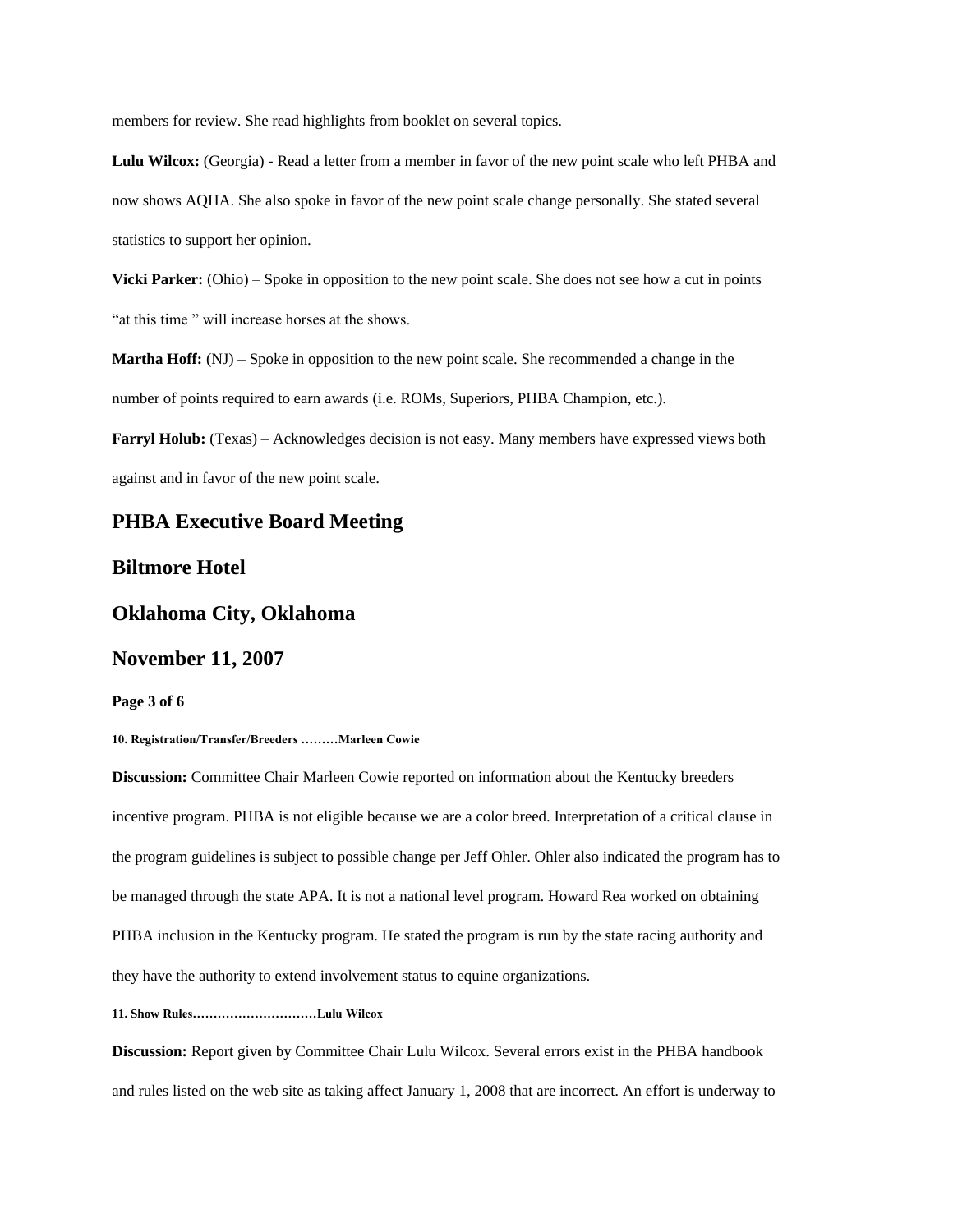members for review. She read highlights from booklet on several topics.

**Lulu Wilcox:** (Georgia) - Read a letter from a member in favor of the new point scale who left PHBA and now shows AQHA. She also spoke in favor of the new point scale change personally. She stated several statistics to support her opinion.

**Vicki Parker:** (Ohio) – Spoke in opposition to the new point scale. She does not see how a cut in points "at this time " will increase horses at the shows.

**Martha Hoff:** (NJ) – Spoke in opposition to the new point scale. She recommended a change in the number of points required to earn awards (i.e. ROMs, Superiors, PHBA Champion, etc.).

**Farryl Holub:** (Texas) – Acknowledges decision is not easy. Many members have expressed views both against and in favor of the new point scale.

## PHBA Executive Board Meeting

## Biltmore Hotel

## Oklahoma City, Oklahoma

## November 11, 2007

**10. Registration/Transfer/Breeders ………Marleen Cowie**

**Discussion:** Committee Chair Marleen Cowie reported on information about the Kentucky breeders incentive program. PHBA is not eligible because we are a color breed. Interpretation of a critical clause in the program guidelines is subject to possible change per Jeff Ohler. Ohler also indicated the program has to be managed through the state APA. It is not a national level program. Howard Rea worked on obtaining PHBA inclusion in the Kentucky program. He stated the program is run by the state racing authority and they have the authority to extend involvement status to equine organizations.

**11. Show Rules…………………………Lulu Wilcox**

**Discussion:** Report given by Committee Chair Lulu Wilcox. Several errors exist in the PHBA handbook and rules listed on the web site as taking affect January 1, 2008 that are incorrect. An effort is underway to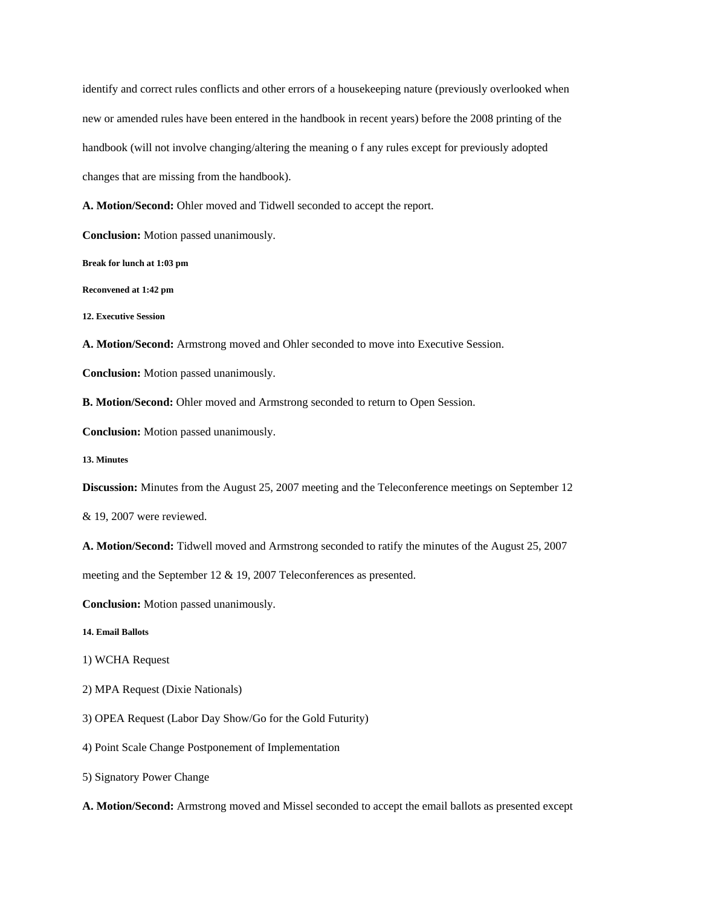identify and correct rules conflicts and other errors of a housekeeping nature (previously overlooked when new or amended rules have been entered in the handbook in recent years) before the 2008 printing of the handbook (will not involve changing/altering the meaning o f any rules except for previously adopted changes that are missing from the handbook).

**A. Motion/Second:** Ohler moved and Tidwell seconded to accept the report.

**Conclusion:** Motion passed unanimously.

**Break for lunch at 1:03 pm**

**Reconvened at 1:42 pm**

**12. Executive Session**

**A. Motion/Second:** Armstrong moved and Ohler seconded to move into Executive Session.

**Conclusion:** Motion passed unanimously.

**B. Motion/Second:** Ohler moved and Armstrong seconded to return to Open Session.

**Conclusion:** Motion passed unanimously.

**13. Minutes**

**Discussion:** Minutes from the August 25, 2007 meeting and the Teleconference meetings on September 12 & 19, 2007 were reviewed.

**A. Motion/Second:** Tidwell moved and Armstrong seconded to ratify the minutes of the August 25, 2007 meeting and the September 12 & 19, 2007 Teleconferences as presented.

**Conclusion:** Motion passed unanimously.

**14. Email Ballots**

1) WCHA Request

2) MPA Request (Dixie Nationals)

3) OPEA Request (Labor Day Show/Go for the Gold Futurity)

4) Point Scale Change Postponement of Implementation

5) Signatory Power Change

**A. Motion/Second:** Armstrong moved and Missel seconded to accept the email ballots as presented except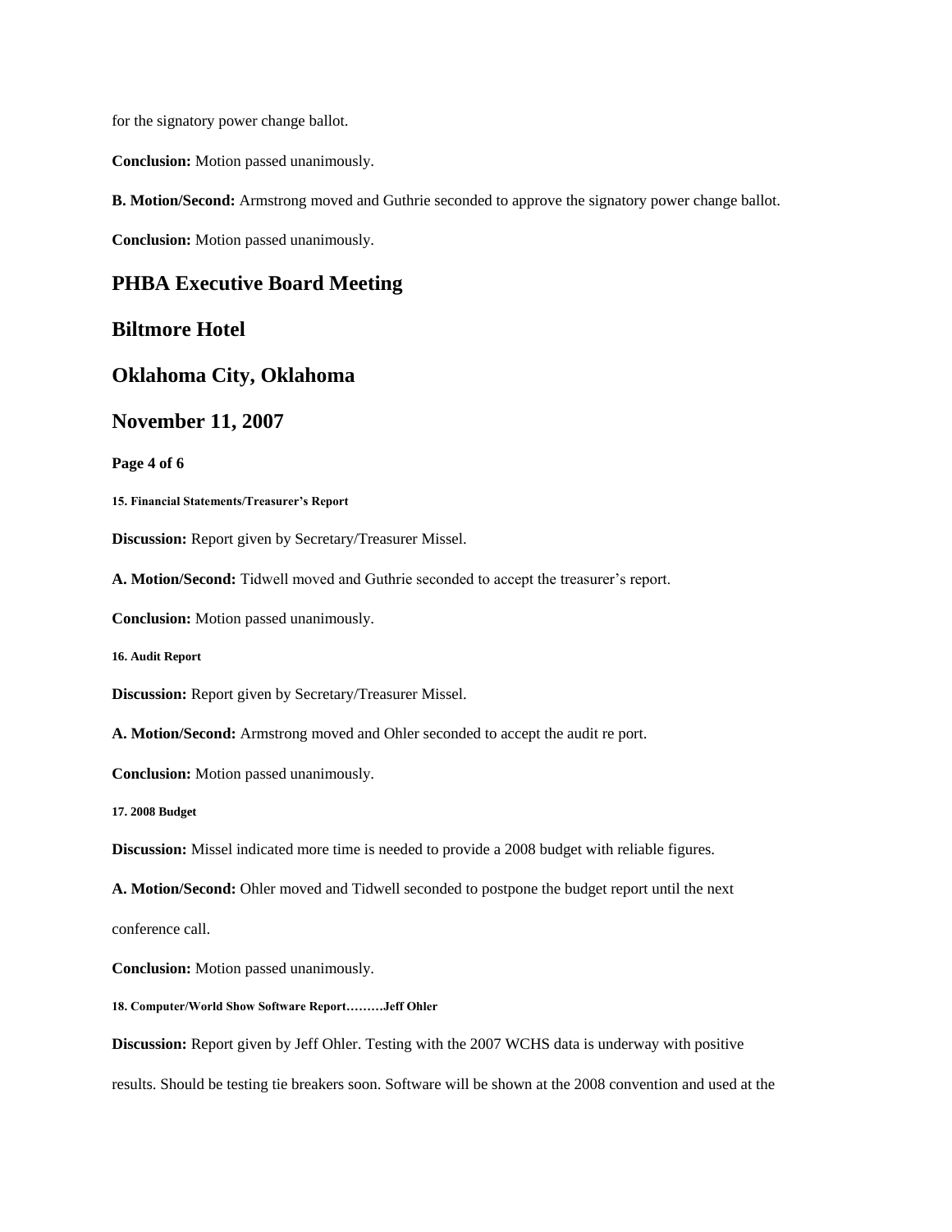for the signatory power change ballot.

**Conclusion:** Motion passed unanimously.

**B. Motion/Second:** Armstrong moved and Guthrie seconded to approve the signatory power change ballot.

**Conclusion:** Motion passed unanimously.

#### 15. Financial Statements/Treasurer's Report

**Discussion:** Report given by Secretary/Treasurer Missel.

**A. Motion/Second:** Tidwell moved and Guthrie seconded to accept the treasurer's report.

**Conclusion:** Motion passed unanimously.

#### 16. Audit Report

**Discussion:** Report given by Secretary/Treasurer Missel.

**A. Motion/Second:** Armstrong moved and Ohler seconded to accept the audit re port.

**Conclusion:** Motion passed unanimously.

#### 17. 2008 Budget

**Discussion:** Missel indicated more time is needed to provide a 2008 budget with reliable figures.

**A. Motion/Second:** Ohler moved and Tidwell seconded to postpone the budget report until the next conference call.

**Conclusion:** Motion passed unanimously.

#### 18. Computer/World Show Software Report………Jeff Ohler

**Discussion:** Report given by Jeff Ohler. Testing with the 2007 WCHS data is underway with positive results. Should be testing tie breakers soon. Software will be shown at the 2008 convention and used at the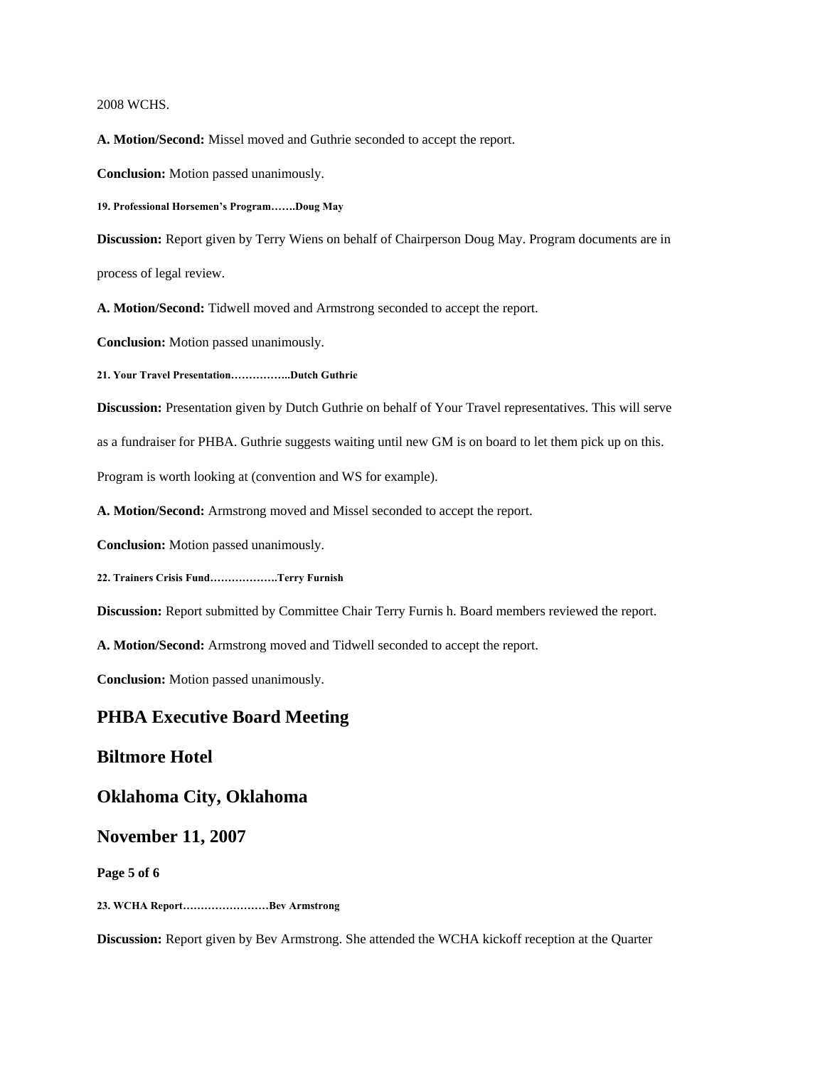2008 WCHS.

**A. Motion/Second:** Missel moved and Guthrie seconded to accept the report.

**Conclusion:** Motion passed unanimously.

**19. Professional Horsemen's Program…….Doug May**

**Discussion:** Report given by Terry Wiens on behalf of Chairperson Doug May. Program documents are in process of legal review.

**A. Motion/Second:** Tidwell moved and Armstrong seconded to accept the report.

**Conclusion:** Motion passed unanimously.

**21. Your Travel Presentation……………..Dutch Guthrie**

**Discussion:** Presentation given by Dutch Guthrie on behalf of Your Travel representatives. This will serve as a fundraiser for PHBA. Guthrie suggests waiting until new GM is on board to let them pick up on this. Program is worth looking at (convention and WS for example).

**A. Motion/Second:** Armstrong moved and Missel seconded to accept the report.

**Conclusion:** Motion passed unanimously.

**22. Trainers Crisis Fund……………….Terry Furnish**

**Discussion:** Report submitted by Committee Chair Terry Furnis h. Board members reviewed the report.

**A. Motion/Second:** Armstrong moved and Tidwell seconded to accept the report.

**Conclusion:** Motion passed unanimously.

**23. WCHA Report……………………Bev Armstrong**

**Discussion:** Report given by Bev Armstrong. She attended the WCHA kickoff reception at the Quarter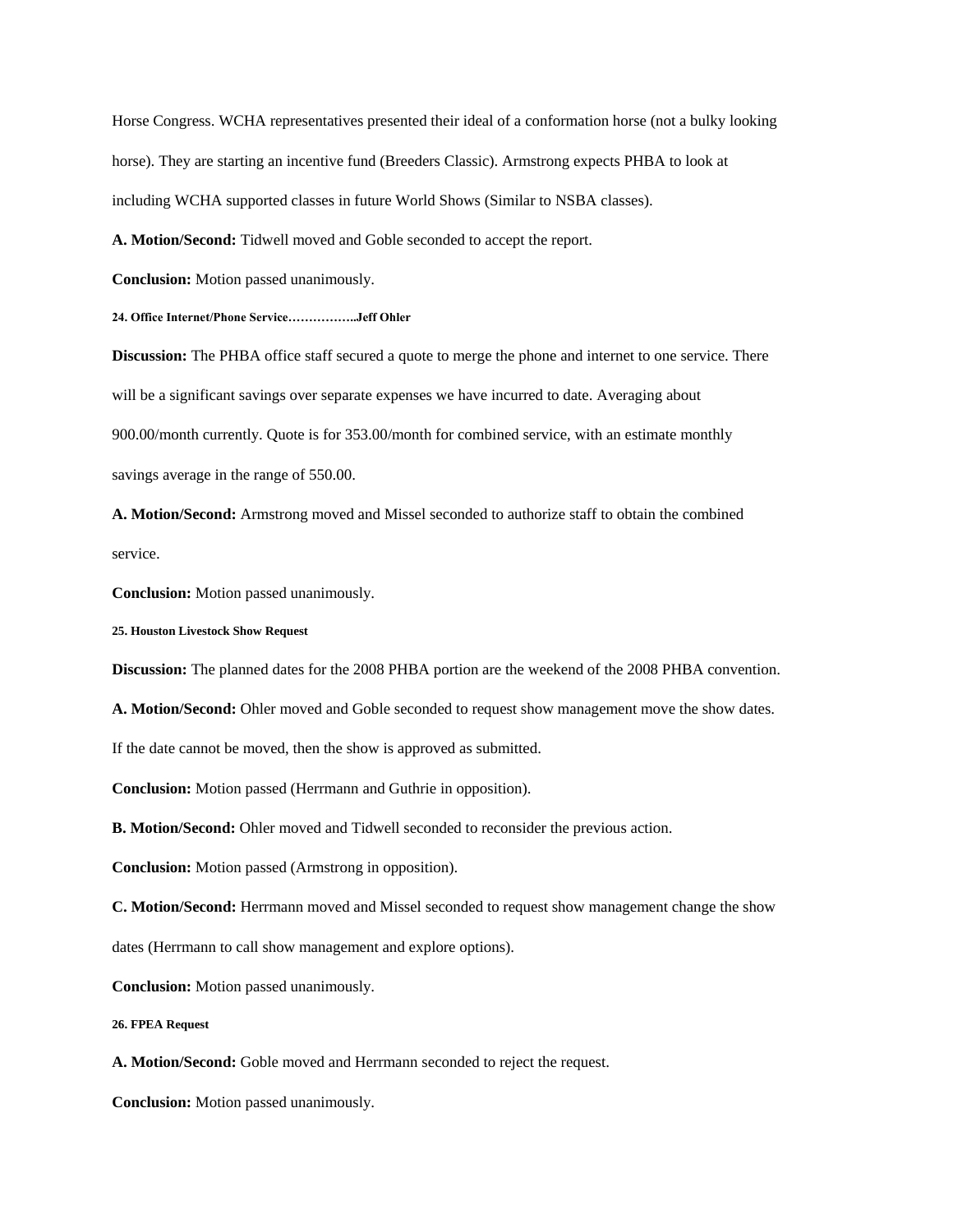Horse Congress. WCHA representatives presented their ideal of a conformation horse (not a bulky looking horse). They are starting an incentive fund (Breeders Classic). Armstrong expects PHBA to look at including WCHA supported classes in future World Shows (Similar to NSBA classes).

**A. Motion/Second:** Tidwell moved and Goble seconded to accept the report.

**Conclusion:** Motion passed unanimously.

#### 24. Office Internet/Phone Service……………..Jeff Ohler

**Discussion:** The PHBA office staff secured a quote to merge the phone and internet to one service. There will be a significant savings over separate expenses we have incurred to date. Averaging about 900.00/month currently. Quote is for 353.00/month for combined service, with an estimate monthly savings average in the range of 550.00.

**A. Motion/Second:** Armstrong moved and Missel seconded to authorize staff to obtain the combined service.

**Conclusion:** Motion passed unanimously.

#### 25. Houston Livestock Show Request

**Discussion:** The planned dates for the 2008 PHBA portion are the weekend of the 2008 PHBA convention.

**A. Motion/Second:** Ohler moved and Goble seconded to request show management move the show dates. If the date cannot be moved, then the show is approved as submitted.

**Conclusion:** Motion passed (Herrmann and Guthrie in opposition).

**B. Motion/Second:** Ohler moved and Tidwell seconded to reconsider the previous action.

**Conclusion:** Motion passed (Armstrong in opposition).

**C. Motion/Second:** Herrmann moved and Missel seconded to request show management change the show dates (Herrmann to call show management and explore options).

**Conclusion:** Motion passed unanimously.

#### 26. FPEA Request

**A. Motion/Second:** Goble moved and Herrmann seconded to reject the request.

**Conclusion:** Motion passed unanimously.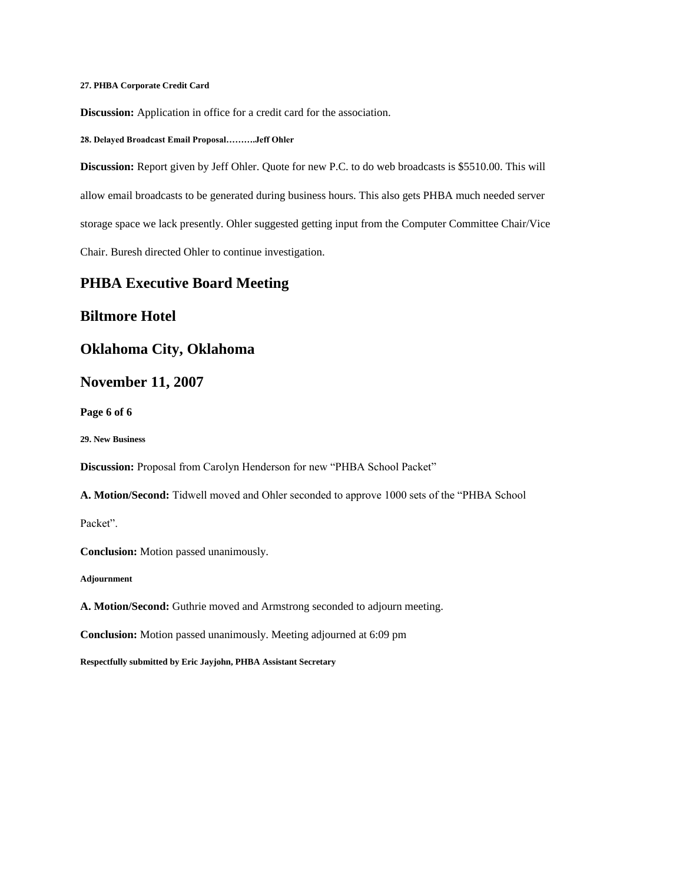**27. PHBA Corporate Credit Card**

**Discussion:** Application in office for a credit card for the association.

**28. Delayed Broadcast Email Proposal……….Jeff Ohler**

**Discussion:** Report given by Jeff Ohler. Quote for new P.C. to do web broadcasts is $5510.00. This will allow email broadcasts to be generated during business hours. This also gets PHBA much needed server storage space we lack presently. Ohler suggested getting input from the Computer Committee Chair/Vice Chair. Buresh directed Ohler to continue investigation.

**29. New Business**

**Discussion:** Proposal from Carolyn Henderson for new "PHBA School Packet"

**A. Motion/Second:** Tidwell moved and Ohler seconded to approve 1000 sets of the "PHBA School Packet".

**Conclusion:** Motion passed unanimously.

**Adjournment**

**A. Motion/Second:** Guthrie moved and Armstrong seconded to adjourn meeting.

**Conclusion:** Motion passed unanimously. Meeting adjourned at 6:09 pm

**Respectfully submitted by Eric Jayjohn, PHBA Assistant Secretary**